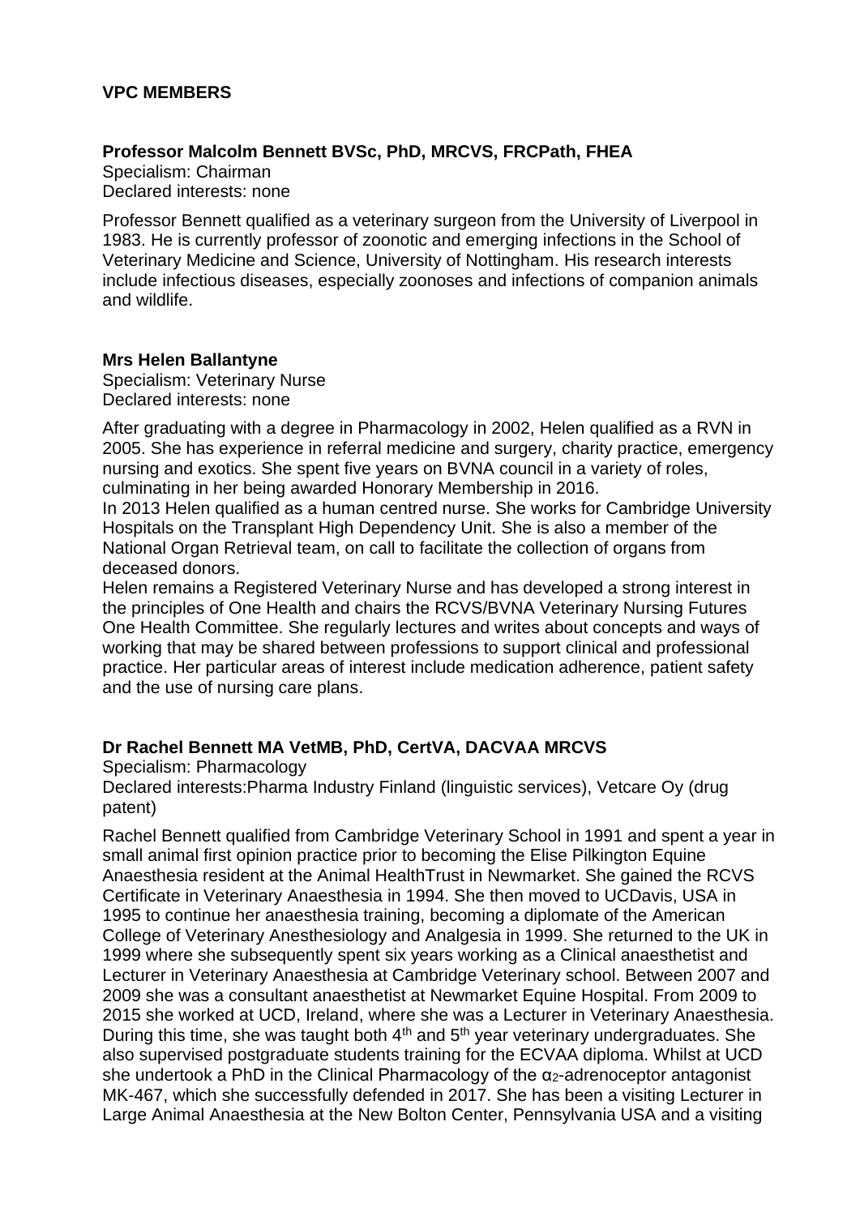## VPC MEMBERS

**Professor Malcolm Bennett BVSc, PhD, MRCVS, FRCPath, FHEA**
Specialism: Chairman
Declared interests: none

Professor Bennett qualified as a veterinary surgeon from the University of Liverpool in 1983. He is currently professor of zoonotic and emerging infections in the School of Veterinary Medicine and Science, University of Nottingham. His research interests include infectious diseases, especially zoonoses and infections of companion animals and wildlife.

**Mrs Helen Ballantyne**
Specialism: Veterinary Nurse
Declared interests: none

After graduating with a degree in Pharmacology in 2002, Helen qualified as a RVN in 2005. She has experience in referral medicine and surgery, charity practice, emergency nursing and exotics. She spent five years on BVNA council in a variety of roles, culminating in her being awarded Honorary Membership in 2016.
In 2013 Helen qualified as a human centred nurse. She works for Cambridge University Hospitals on the Transplant High Dependency Unit. She is also a member of the National Organ Retrieval team, on call to facilitate the collection of organs from deceased donors.
Helen remains a Registered Veterinary Nurse and has developed a strong interest in the principles of One Health and chairs the RCVS/BVNA Veterinary Nursing Futures One Health Committee. She regularly lectures and writes about concepts and ways of working that may be shared between professions to support clinical and professional practice. Her particular areas of interest include medication adherence, patient safety and the use of nursing care plans.

**Dr Rachel Bennett MA VetMB, PhD, CertVA, DACVAA MRCVS**
Specialism: Pharmacology
Declared interests:Pharma Industry Finland (linguistic services), Vetcare Oy (drug patent)

Rachel Bennett qualified from Cambridge Veterinary School in 1991 and spent a year in small animal first opinion practice prior to becoming the Elise Pilkington Equine Anaesthesia resident at the Animal HealthTrust in Newmarket. She gained the RCVS Certificate in Veterinary Anaesthesia in 1994. She then moved to UCDavis, USA in 1995 to continue her anaesthesia training, becoming a diplomate of the American College of Veterinary Anesthesiology and Analgesia in 1999. She returned to the UK in 1999 where she subsequently spent six years working as a Clinical anaesthetist and Lecturer in Veterinary Anaesthesia at Cambridge Veterinary school. Between 2007 and 2009 she was a consultant anaesthetist at Newmarket Equine Hospital. From 2009 to 2015 she worked at UCD, Ireland, where she was a Lecturer in Veterinary Anaesthesia. During this time, she was taught both 4th and 5th year veterinary undergraduates. She also supervised postgraduate students training for the ECVAA diploma. Whilst at UCD she undertook a PhD in the Clinical Pharmacology of the $\alpha_2$-adrenoceptor antagonist MK-467, which she successfully defended in 2017. She has been a visiting Lecturer in Large Animal Anaesthesia at the New Bolton Center, Pennsylvania USA and a visiting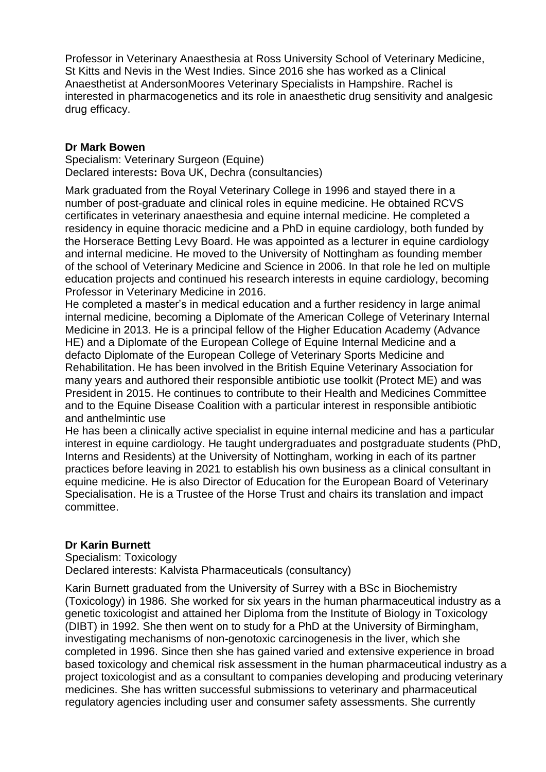Professor in Veterinary Anaesthesia at Ross University School of Veterinary Medicine, St Kitts and Nevis in the West Indies. Since 2016 she has worked as a Clinical Anaesthetist at AndersonMoores Veterinary Specialists in Hampshire. Rachel is interested in pharmacogenetics and its role in anaesthetic drug sensitivity and analgesic drug efficacy.

**Dr Mark Bowen**

Specialism: Veterinary Surgeon (Equine)
Declared interests**:** Bova UK, Dechra (consultancies)

Mark graduated from the Royal Veterinary College in 1996 and stayed there in a number of post-graduate and clinical roles in equine medicine. He obtained RCVS certificates in veterinary anaesthesia and equine internal medicine. He completed a residency in equine thoracic medicine and a PhD in equine cardiology, both funded by the Horserace Betting Levy Board. He was appointed as a lecturer in equine cardiology and internal medicine. He moved to the University of Nottingham as founding member of the school of Veterinary Medicine and Science in 2006. In that role he led on multiple education projects and continued his research interests in equine cardiology, becoming Professor in Veterinary Medicine in 2016.

He completed a master's in medical education and a further residency in large animal internal medicine, becoming a Diplomate of the American College of Veterinary Internal Medicine in 2013. He is a principal fellow of the Higher Education Academy (Advance HE) and a Diplomate of the European College of Equine Internal Medicine and a defacto Diplomate of the European College of Veterinary Sports Medicine and Rehabilitation. He has been involved in the British Equine Veterinary Association for many years and authored their responsible antibiotic use toolkit (Protect ME) and was President in 2015. He continues to contribute to their Health and Medicines Committee and to the Equine Disease Coalition with a particular interest in responsible antibiotic and anthelmintic use

He has been a clinically active specialist in equine internal medicine and has a particular interest in equine cardiology. He taught undergraduates and postgraduate students (PhD, Interns and Residents) at the University of Nottingham, working in each of its partner practices before leaving in 2021 to establish his own business as a clinical consultant in equine medicine. He is also Director of Education for the European Board of Veterinary Specialisation. He is a Trustee of the Horse Trust and chairs its translation and impact committee.

**Dr Karin Burnett**

Specialism: Toxicology
Declared interests: Kalvista Pharmaceuticals (consultancy)

Karin Burnett graduated from the University of Surrey with a BSc in Biochemistry (Toxicology) in 1986. She worked for six years in the human pharmaceutical industry as a genetic toxicologist and attained her Diploma from the Institute of Biology in Toxicology (DIBT) in 1992. She then went on to study for a PhD at the University of Birmingham, investigating mechanisms of non-genotoxic carcinogenesis in the liver, which she completed in 1996. Since then she has gained varied and extensive experience in broad based toxicology and chemical risk assessment in the human pharmaceutical industry as a project toxicologist and as a consultant to companies developing and producing veterinary medicines. She has written successful submissions to veterinary and pharmaceutical regulatory agencies including user and consumer safety assessments. She currently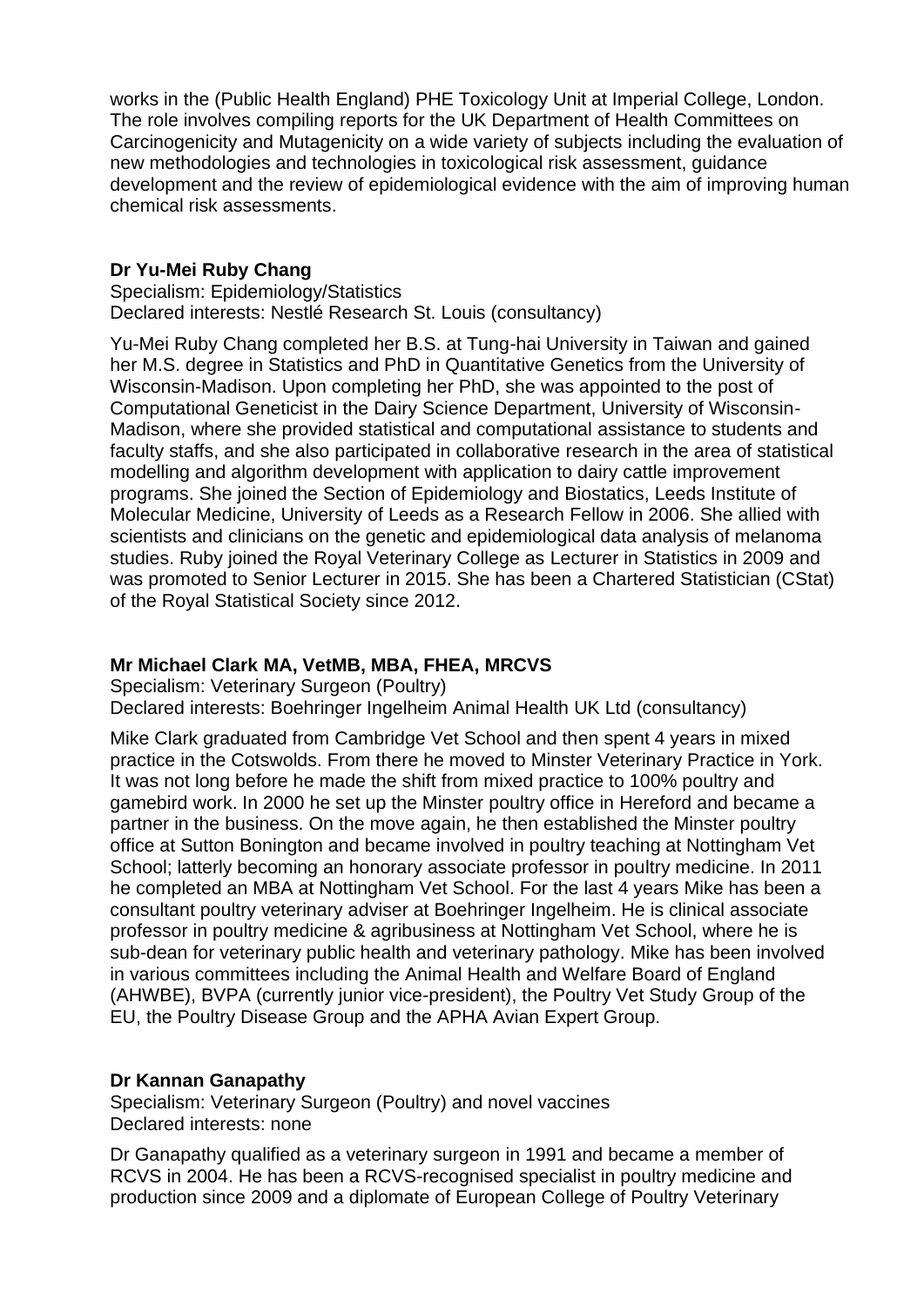works in the (Public Health England) PHE Toxicology Unit at Imperial College, London. The role involves compiling reports for the UK Department of Health Committees on Carcinogenicity and Mutagenicity on a wide variety of subjects including the evaluation of new methodologies and technologies in toxicological risk assessment, guidance development and the review of epidemiological evidence with the aim of improving human chemical risk assessments.

**Dr Yu-Mei Ruby Chang**

Specialism: Epidemiology/Statistics
Declared interests: Nestlé Research St. Louis (consultancy)

Yu-Mei Ruby Chang completed her B.S. at Tung-hai University in Taiwan and gained her M.S. degree in Statistics and PhD in Quantitative Genetics from the University of Wisconsin-Madison. Upon completing her PhD, she was appointed to the post of Computational Geneticist in the Dairy Science Department, University of Wisconsin-Madison, where she provided statistical and computational assistance to students and faculty staffs, and she also participated in collaborative research in the area of statistical modelling and algorithm development with application to dairy cattle improvement programs. She joined the Section of Epidemiology and Biostatics, Leeds Institute of Molecular Medicine, University of Leeds as a Research Fellow in 2006. She allied with scientists and clinicians on the genetic and epidemiological data analysis of melanoma studies. Ruby joined the Royal Veterinary College as Lecturer in Statistics in 2009 and was promoted to Senior Lecturer in 2015. She has been a Chartered Statistician (CStat) of the Royal Statistical Society since 2012.

**Mr Michael Clark MA, VetMB, MBA, FHEA, MRCVS**

Specialism: Veterinary Surgeon (Poultry)
Declared interests: Boehringer Ingelheim Animal Health UK Ltd (consultancy)

Mike Clark graduated from Cambridge Vet School and then spent 4 years in mixed practice in the Cotswolds. From there he moved to Minster Veterinary Practice in York. It was not long before he made the shift from mixed practice to 100% poultry and gamebird work. In 2000 he set up the Minster poultry office in Hereford and became a partner in the business. On the move again, he then established the Minster poultry office at Sutton Bonington and became involved in poultry teaching at Nottingham Vet School; latterly becoming an honorary associate professor in poultry medicine. In 2011 he completed an MBA at Nottingham Vet School. For the last 4 years Mike has been a consultant poultry veterinary adviser at Boehringer Ingelheim. He is clinical associate professor in poultry medicine & agribusiness at Nottingham Vet School, where he is sub-dean for veterinary public health and veterinary pathology. Mike has been involved in various committees including the Animal Health and Welfare Board of England (AHWBE), BVPA (currently junior vice-president), the Poultry Vet Study Group of the EU, the Poultry Disease Group and the APHA Avian Expert Group.

**Dr Kannan Ganapathy**

Specialism: Veterinary Surgeon (Poultry) and novel vaccines
Declared interests: none

Dr Ganapathy qualified as a veterinary surgeon in 1991 and became a member of RCVS in 2004. He has been a RCVS-recognised specialist in poultry medicine and production since 2009 and a diplomate of European College of Poultry Veterinary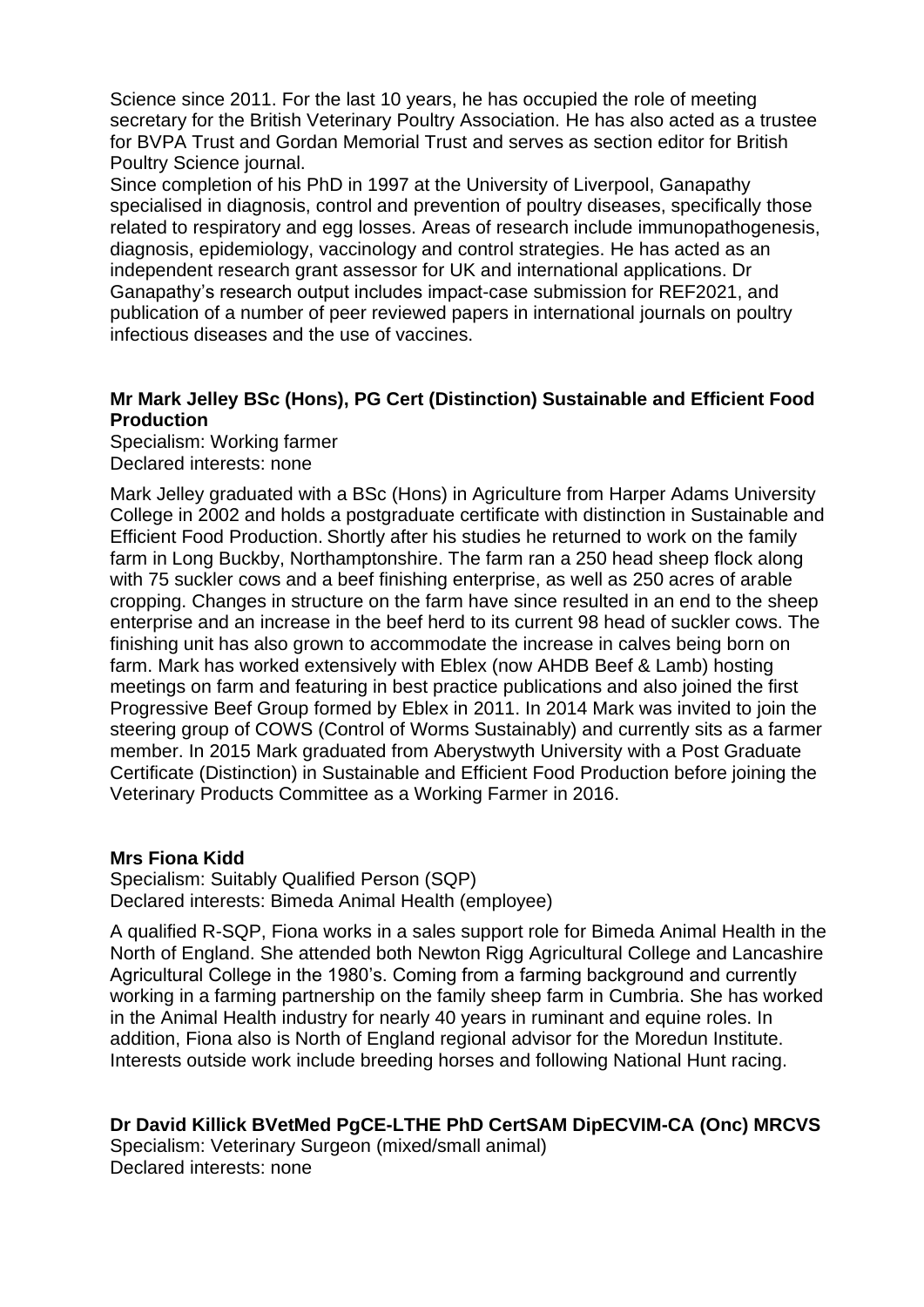Science since 2011. For the last 10 years, he has occupied the role of meeting secretary for the British Veterinary Poultry Association. He has also acted as a trustee for BVPA Trust and Gordan Memorial Trust and serves as section editor for British Poultry Science journal.

Since completion of his PhD in 1997 at the University of Liverpool, Ganapathy specialised in diagnosis, control and prevention of poultry diseases, specifically those related to respiratory and egg losses. Areas of research include immunopathogenesis, diagnosis, epidemiology, vaccinology and control strategies. He has acted as an independent research grant assessor for UK and international applications. Dr Ganapathy's research output includes impact-case submission for REF2021, and publication of a number of peer reviewed papers in international journals on poultry infectious diseases and the use of vaccines.

**Mr Mark Jelley BSc (Hons), PG Cert (Distinction) Sustainable and Efficient Food Production**

Specialism: Working farmer
Declared interests: none

Mark Jelley graduated with a BSc (Hons) in Agriculture from Harper Adams University College in 2002 and holds a postgraduate certificate with distinction in Sustainable and Efficient Food Production. Shortly after his studies he returned to work on the family farm in Long Buckby, Northamptonshire. The farm ran a 250 head sheep flock along with 75 suckler cows and a beef finishing enterprise, as well as 250 acres of arable cropping. Changes in structure on the farm have since resulted in an end to the sheep enterprise and an increase in the beef herd to its current 98 head of suckler cows. The finishing unit has also grown to accommodate the increase in calves being born on farm. Mark has worked extensively with Eblex (now AHDB Beef & Lamb) hosting meetings on farm and featuring in best practice publications and also joined the first Progressive Beef Group formed by Eblex in 2011. In 2014 Mark was invited to join the steering group of COWS (Control of Worms Sustainably) and currently sits as a farmer member. In 2015 Mark graduated from Aberystwyth University with a Post Graduate Certificate (Distinction) in Sustainable and Efficient Food Production before joining the Veterinary Products Committee as a Working Farmer in 2016.

**Mrs Fiona Kidd**

Specialism: Suitably Qualified Person (SQP)
Declared interests: Bimeda Animal Health (employee)

A qualified R-SQP, Fiona works in a sales support role for Bimeda Animal Health in the North of England. She attended both Newton Rigg Agricultural College and Lancashire Agricultural College in the 1980's. Coming from a farming background and currently working in a farming partnership on the family sheep farm in Cumbria. She has worked in the Animal Health industry for nearly 40 years in ruminant and equine roles. In addition, Fiona also is North of England regional advisor for the Moredun Institute. Interests outside work include breeding horses and following National Hunt racing.

**Dr David Killick BVetMed PgCE-LTHE PhD CertSAM DipECVIM-CA (Onc) MRCVS**

Specialism: Veterinary Surgeon (mixed/small animal)
Declared interests: none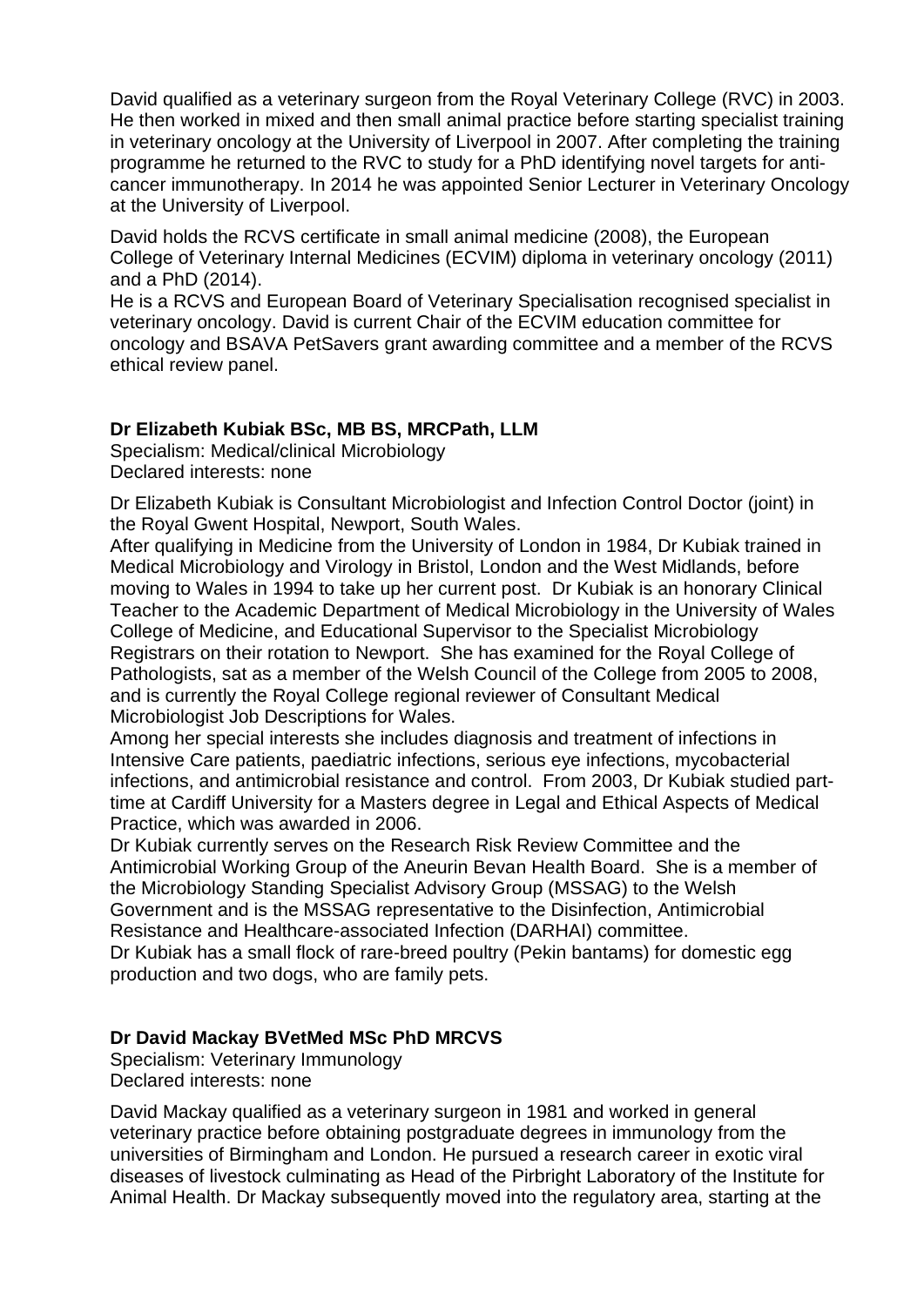David qualified as a veterinary surgeon from the Royal Veterinary College (RVC) in 2003. He then worked in mixed and then small animal practice before starting specialist training in veterinary oncology at the University of Liverpool in 2007. After completing the training programme he returned to the RVC to study for a PhD identifying novel targets for anti-cancer immunotherapy. In 2014 he was appointed Senior Lecturer in Veterinary Oncology at the University of Liverpool.

David holds the RCVS certificate in small animal medicine (2008), the European College of Veterinary Internal Medicines (ECVIM) diploma in veterinary oncology (2011) and a PhD (2014).
He is a RCVS and European Board of Veterinary Specialisation recognised specialist in veterinary oncology. David is current Chair of the ECVIM education committee for oncology and BSAVA PetSavers grant awarding committee and a member of the RCVS ethical review panel.

**Dr Elizabeth Kubiak BSc, MB BS, MRCPath, LLM**
Specialism: Medical/clinical Microbiology
Declared interests: none

Dr Elizabeth Kubiak is Consultant Microbiologist and Infection Control Doctor (joint) in the Royal Gwent Hospital, Newport, South Wales.
After qualifying in Medicine from the University of London in 1984, Dr Kubiak trained in Medical Microbiology and Virology in Bristol, London and the West Midlands, before moving to Wales in 1994 to take up her current post. Dr Kubiak is an honorary Clinical Teacher to the Academic Department of Medical Microbiology in the University of Wales College of Medicine, and Educational Supervisor to the Specialist Microbiology Registrars on their rotation to Newport. She has examined for the Royal College of Pathologists, sat as a member of the Welsh Council of the College from 2005 to 2008, and is currently the Royal College regional reviewer of Consultant Medical Microbiologist Job Descriptions for Wales.
Among her special interests she includes diagnosis and treatment of infections in Intensive Care patients, paediatric infections, serious eye infections, mycobacterial infections, and antimicrobial resistance and control. From 2003, Dr Kubiak studied part-time at Cardiff University for a Masters degree in Legal and Ethical Aspects of Medical Practice, which was awarded in 2006.
Dr Kubiak currently serves on the Research Risk Review Committee and the Antimicrobial Working Group of the Aneurin Bevan Health Board. She is a member of the Microbiology Standing Specialist Advisory Group (MSSAG) to the Welsh Government and is the MSSAG representative to the Disinfection, Antimicrobial Resistance and Healthcare-associated Infection (DARHAI) committee.
Dr Kubiak has a small flock of rare-breed poultry (Pekin bantams) for domestic egg production and two dogs, who are family pets.

**Dr David Mackay BVetMed MSc PhD MRCVS**
Specialism: Veterinary Immunology
Declared interests: none

David Mackay qualified as a veterinary surgeon in 1981 and worked in general veterinary practice before obtaining postgraduate degrees in immunology from the universities of Birmingham and London. He pursued a research career in exotic viral diseases of livestock culminating as Head of the Pirbright Laboratory of the Institute for Animal Health. Dr Mackay subsequently moved into the regulatory area, starting at the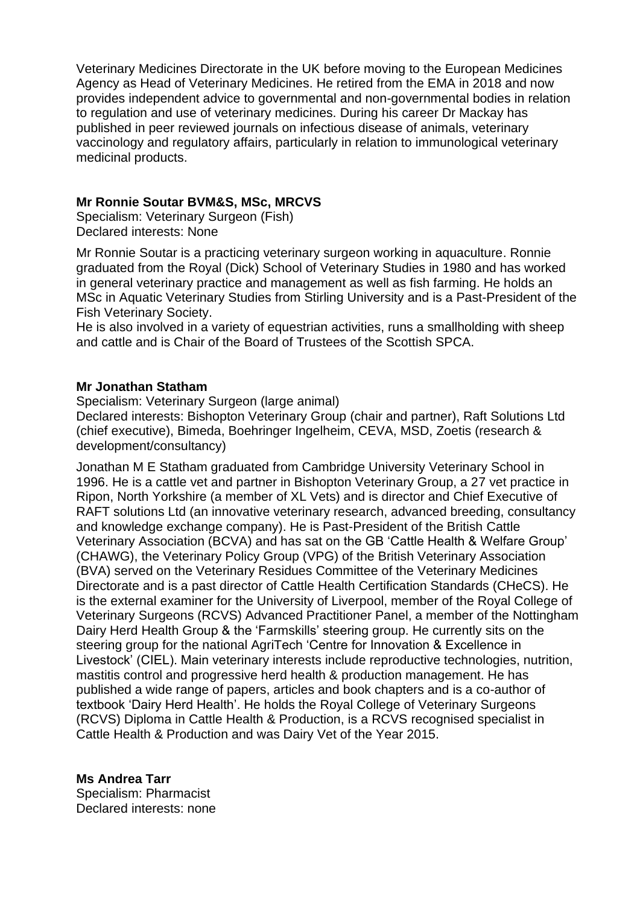Veterinary Medicines Directorate in the UK before moving to the European Medicines Agency as Head of Veterinary Medicines. He retired from the EMA in 2018 and now provides independent advice to governmental and non-governmental bodies in relation to regulation and use of veterinary medicines. During his career Dr Mackay has published in peer reviewed journals on infectious disease of animals, veterinary vaccinology and regulatory affairs, particularly in relation to immunological veterinary medicinal products.

**Mr Ronnie Soutar BVM&S, MSc, MRCVS**
Specialism: Veterinary Surgeon (Fish)
Declared interests: None

Mr Ronnie Soutar is a practicing veterinary surgeon working in aquaculture. Ronnie graduated from the Royal (Dick) School of Veterinary Studies in 1980 and has worked in general veterinary practice and management as well as fish farming. He holds an MSc in Aquatic Veterinary Studies from Stirling University and is a Past-President of the Fish Veterinary Society.
He is also involved in a variety of equestrian activities, runs a smallholding with sheep and cattle and is Chair of the Board of Trustees of the Scottish SPCA.

**Mr Jonathan Statham**
Specialism: Veterinary Surgeon (large animal)
Declared interests: Bishopton Veterinary Group (chair and partner), Raft Solutions Ltd (chief executive), Bimeda, Boehringer Ingelheim, CEVA, MSD, Zoetis (research & development/consultancy)

Jonathan M E Statham graduated from Cambridge University Veterinary School in 1996. He is a cattle vet and partner in Bishopton Veterinary Group, a 27 vet practice in Ripon, North Yorkshire (a member of XL Vets) and is director and Chief Executive of RAFT solutions Ltd (an innovative veterinary research, advanced breeding, consultancy and knowledge exchange company). He is Past-President of the British Cattle Veterinary Association (BCVA) and has sat on the GB 'Cattle Health & Welfare Group' (CHAWG), the Veterinary Policy Group (VPG) of the British Veterinary Association (BVA) served on the Veterinary Residues Committee of the Veterinary Medicines Directorate and is a past director of Cattle Health Certification Standards (CHeCS). He is the external examiner for the University of Liverpool, member of the Royal College of Veterinary Surgeons (RCVS) Advanced Practitioner Panel, a member of the Nottingham Dairy Herd Health Group & the 'Farmskills' steering group. He currently sits on the steering group for the national AgriTech 'Centre for Innovation & Excellence in Livestock' (CIEL). Main veterinary interests include reproductive technologies, nutrition, mastitis control and progressive herd health & production management. He has published a wide range of papers, articles and book chapters and is a co-author of textbook 'Dairy Herd Health'. He holds the Royal College of Veterinary Surgeons (RCVS) Diploma in Cattle Health & Production, is a RCVS recognised specialist in Cattle Health & Production and was Dairy Vet of the Year 2015.

**Ms Andrea Tarr**
Specialism: Pharmacist
Declared interests: none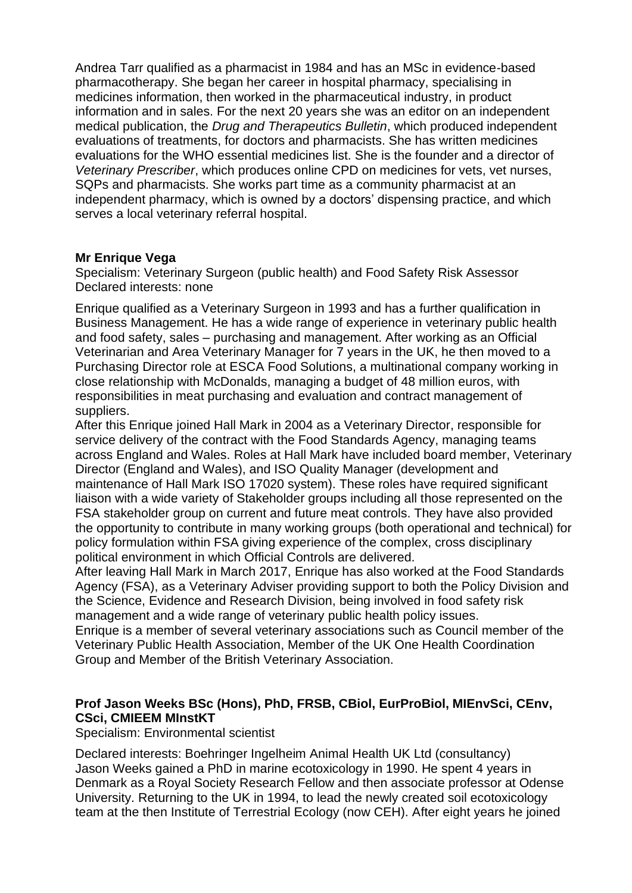Andrea Tarr qualified as a pharmacist in 1984 and has an MSc in evidence-based pharmacotherapy. She began her career in hospital pharmacy, specialising in medicines information, then worked in the pharmaceutical industry, in product information and in sales. For the next 20 years she was an editor on an independent medical publication, the *Drug and Therapeutics Bulletin*, which produced independent evaluations of treatments, for doctors and pharmacists. She has written medicines evaluations for the WHO essential medicines list. She is the founder and a director of *Veterinary Prescriber*, which produces online CPD on medicines for vets, vet nurses, SQPs and pharmacists. She works part time as a community pharmacist at an independent pharmacy, which is owned by a doctors' dispensing practice, and which serves a local veterinary referral hospital.

**Mr Enrique Vega**

Specialism: Veterinary Surgeon (public health) and Food Safety Risk Assessor
Declared interests: none

Enrique qualified as a Veterinary Surgeon in 1993 and has a further qualification in Business Management. He has a wide range of experience in veterinary public health and food safety, sales – purchasing and management. After working as an Official Veterinarian and Area Veterinary Manager for 7 years in the UK, he then moved to a Purchasing Director role at ESCA Food Solutions, a multinational company working in close relationship with McDonalds, managing a budget of 48 million euros, with responsibilities in meat purchasing and evaluation and contract management of suppliers.

After this Enrique joined Hall Mark in 2004 as a Veterinary Director, responsible for service delivery of the contract with the Food Standards Agency, managing teams across England and Wales. Roles at Hall Mark have included board member, Veterinary Director (England and Wales), and ISO Quality Manager (development and maintenance of Hall Mark ISO 17020 system). These roles have required significant liaison with a wide variety of Stakeholder groups including all those represented on the FSA stakeholder group on current and future meat controls. They have also provided the opportunity to contribute in many working groups (both operational and technical) for policy formulation within FSA giving experience of the complex, cross disciplinary political environment in which Official Controls are delivered.

After leaving Hall Mark in March 2017, Enrique has also worked at the Food Standards Agency (FSA), as a Veterinary Adviser providing support to both the Policy Division and the Science, Evidence and Research Division, being involved in food safety risk management and a wide range of veterinary public health policy issues.

Enrique is a member of several veterinary associations such as Council member of the Veterinary Public Health Association, Member of the UK One Health Coordination Group and Member of the British Veterinary Association.

**Prof Jason Weeks BSc (Hons), PhD, FRSB, CBiol, EurProBiol, MIEnvSci, CEnv, CSci, CMIEEM MInstKT**

Specialism: Environmental scientist

Declared interests: Boehringer Ingelheim Animal Health UK Ltd (consultancy)
Jason Weeks gained a PhD in marine ecotoxicology in 1990. He spent 4 years in Denmark as a Royal Society Research Fellow and then associate professor at Odense University. Returning to the UK in 1994, to lead the newly created soil ecotoxicology team at the then Institute of Terrestrial Ecology (now CEH). After eight years he joined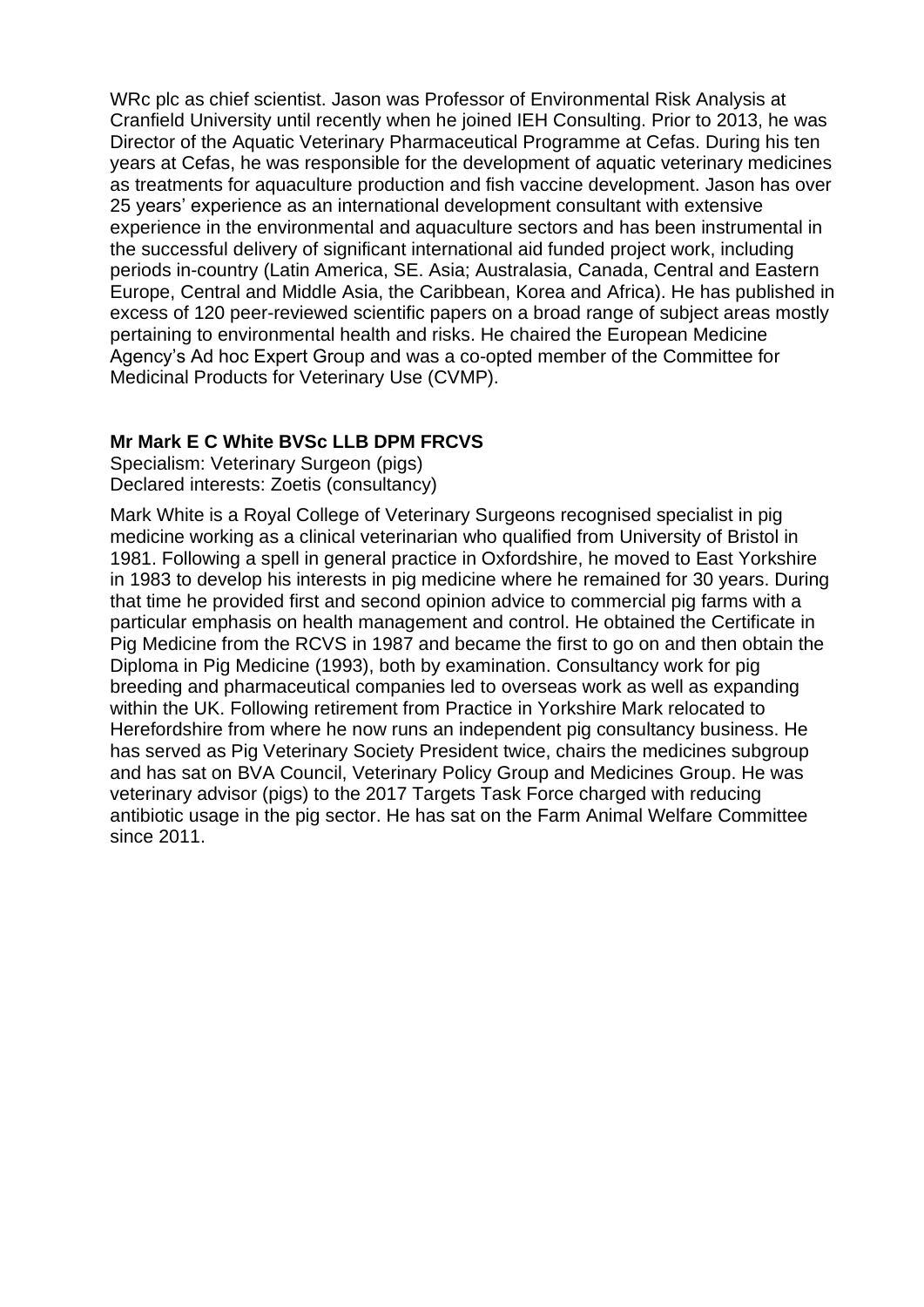WRc plc as chief scientist. Jason was Professor of Environmental Risk Analysis at Cranfield University until recently when he joined IEH Consulting. Prior to 2013, he was Director of the Aquatic Veterinary Pharmaceutical Programme at Cefas. During his ten years at Cefas, he was responsible for the development of aquatic veterinary medicines as treatments for aquaculture production and fish vaccine development. Jason has over 25 years' experience as an international development consultant with extensive experience in the environmental and aquaculture sectors and has been instrumental in the successful delivery of significant international aid funded project work, including periods in-country (Latin America, SE. Asia; Australasia, Canada, Central and Eastern Europe, Central and Middle Asia, the Caribbean, Korea and Africa). He has published in excess of 120 peer-reviewed scientific papers on a broad range of subject areas mostly pertaining to environmental health and risks. He chaired the European Medicine Agency's Ad hoc Expert Group and was a co-opted member of the Committee for Medicinal Products for Veterinary Use (CVMP).

**Mr Mark E C White BVSc LLB DPM FRCVS**

Specialism: Veterinary Surgeon (pigs)
Declared interests: Zoetis (consultancy)

Mark White is a Royal College of Veterinary Surgeons recognised specialist in pig medicine working as a clinical veterinarian who qualified from University of Bristol in 1981. Following a spell in general practice in Oxfordshire, he moved to East Yorkshire in 1983 to develop his interests in pig medicine where he remained for 30 years. During that time he provided first and second opinion advice to commercial pig farms with a particular emphasis on health management and control. He obtained the Certificate in Pig Medicine from the RCVS in 1987 and became the first to go on and then obtain the Diploma in Pig Medicine (1993), both by examination. Consultancy work for pig breeding and pharmaceutical companies led to overseas work as well as expanding within the UK. Following retirement from Practice in Yorkshire Mark relocated to Herefordshire from where he now runs an independent pig consultancy business. He has served as Pig Veterinary Society President twice, chairs the medicines subgroup and has sat on BVA Council, Veterinary Policy Group and Medicines Group. He was veterinary advisor (pigs) to the 2017 Targets Task Force charged with reducing antibiotic usage in the pig sector. He has sat on the Farm Animal Welfare Committee since 2011.